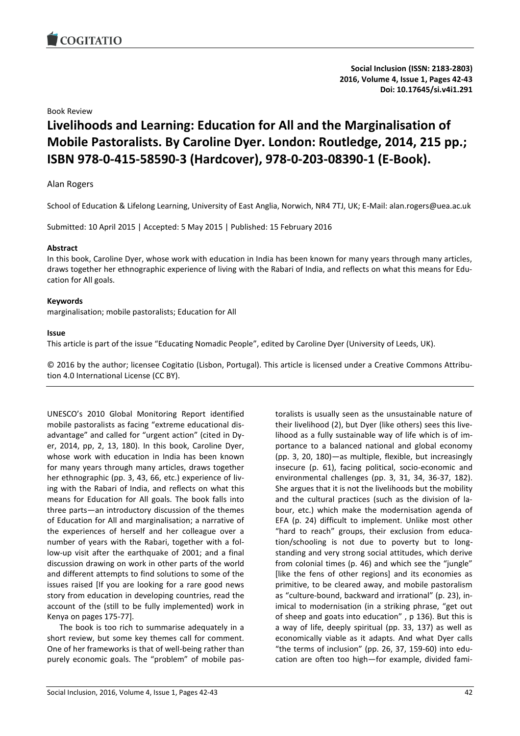**Social Inclusion (ISSN: 2183-2803)**
**2016, Volume 4, Issue 1, Pages 42-43**
**Doi: 10.17645/si.v4i1.291**

Book Review

# Livelihoods and Learning: Education for All and the Marginalisation of Mobile Pastoralists. By Caroline Dyer. London: Routledge, 2014, 215 pp.; ISBN 978-0-415-58590-3 (Hardcover), 978-0-203-08390-1 (E-Book).

Alan Rogers

School of Education & Lifelong Learning, University of East Anglia, Norwich, NR4 7TJ, UK; E-Mail: alan.rogers@uea.ac.uk

Submitted: 10 April 2015 | Accepted: 5 May 2015 | Published: 15 February 2016

### Abstract

In this book, Caroline Dyer, whose work with education in India has been known for many years through many articles, draws together her ethnographic experience of living with the Rabari of India, and reflects on what this means for Education for All goals.

### Keywords

marginalisation; mobile pastoralists; Education for All

### Issue

This article is part of the issue "Educating Nomadic People", edited by Caroline Dyer (University of Leeds, UK).

© 2016 by the author; licensee Cogitatio (Lisbon, Portugal). This article is licensed under a Creative Commons Attribution 4.0 International License (CC BY).

---

UNESCO's 2010 Global Monitoring Report identified mobile pastoralists as facing "extreme educational disadvantage" and called for "urgent action" (cited in Dyer, 2014, pp, 2, 13, 180). In this book, Caroline Dyer, whose work with education in India has been known for many years through many articles, draws together her ethnographic (pp. 3, 43, 66, etc.) experience of living with the Rabari of India, and reflects on what this means for Education for All goals. The book falls into three parts—an introductory discussion of the themes of Education for All and marginalisation; a narrative of the experiences of herself and her colleague over a number of years with the Rabari, together with a follow-up visit after the earthquake of 2001; and a final discussion drawing on work in other parts of the world and different attempts to find solutions to some of the issues raised [If you are looking for a rare good news story from education in developing countries, read the account of the (still to be fully implemented) work in Kenya on pages 175-77].

The book is too rich to summarise adequately in a short review, but some key themes call for comment. One of her frameworks is that of well-being rather than purely economic goals. The "problem" of mobile pastoralists is usually seen as the unsustainable nature of their livelihood (2), but Dyer (like others) sees this livelihood as a fully sustainable way of life which is of importance to a balanced national and global economy (pp. 3, 20, 180)—as multiple, flexible, but increasingly insecure (p. 61), facing political, socio-economic and environmental challenges (pp. 3, 31, 34, 36-37, 182). She argues that it is not the livelihoods but the mobility and the cultural practices (such as the division of labour, etc.) which make the modernisation agenda of EFA (p. 24) difficult to implement. Unlike most other "hard to reach" groups, their exclusion from education/schooling is not due to poverty but to longstanding and very strong social attitudes, which derive from colonial times (p. 46) and which see the "jungle" [like the fens of other regions] and its economies as primitive, to be cleared away, and mobile pastoralism as "culture-bound, backward and irrational" (p. 23), inimical to modernisation (in a striking phrase, "get out of sheep and goats into education" , p 136). But this is a way of life, deeply spiritual (pp. 33, 137) as well as economically viable as it adapts. And what Dyer calls "the terms of inclusion" (pp. 26, 37, 159-60) into education are often too high—for example, divided fami-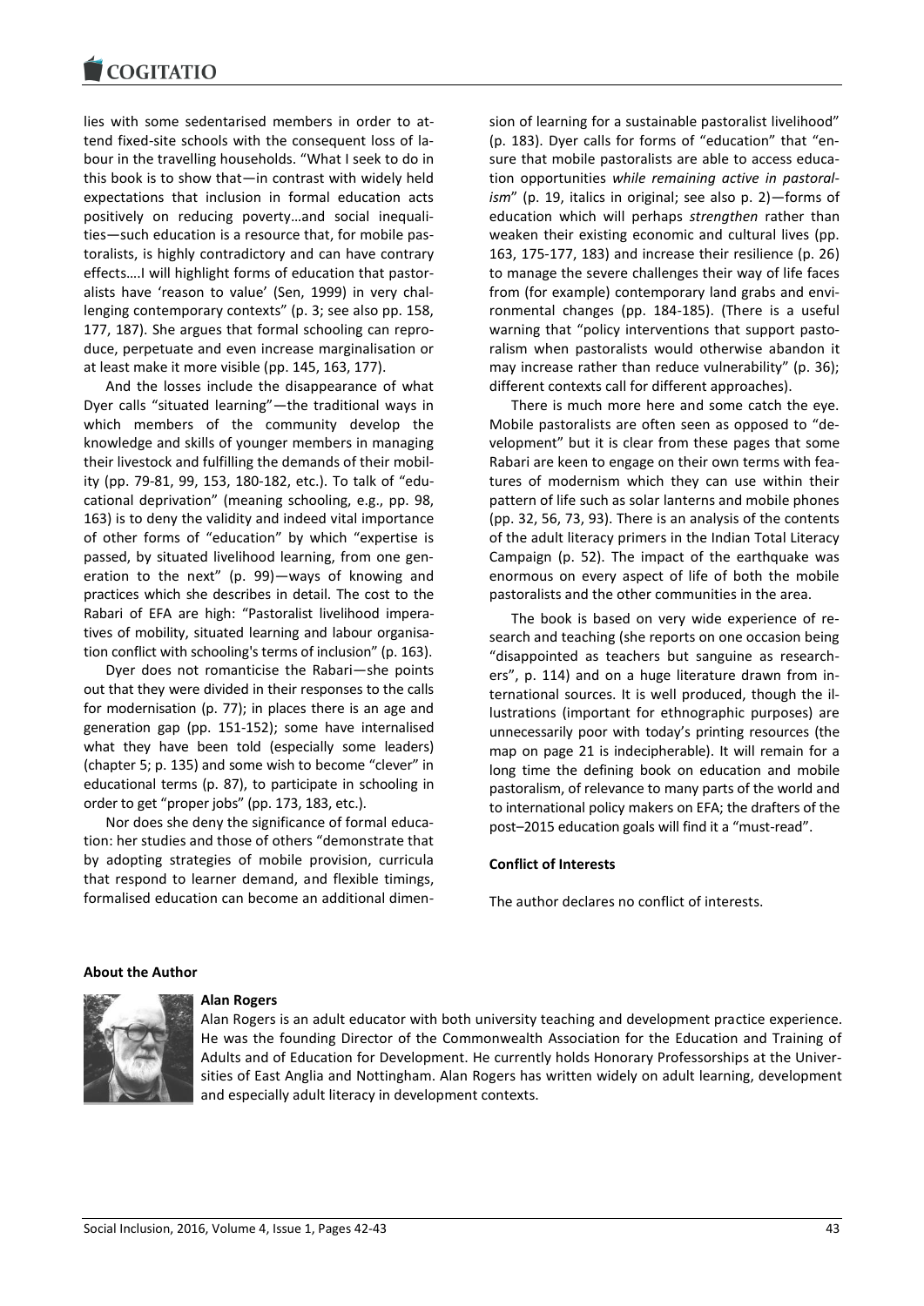lies with some sedentarised members in order to attend fixed-site schools with the consequent loss of labour in the travelling households. "What I seek to do in this book is to show that—in contrast with widely held expectations that inclusion in formal education acts positively on reducing poverty…and social inequalities—such education is a resource that, for mobile pastoralists, is highly contradictory and can have contrary effects….I will highlight forms of education that pastoralists have 'reason to value' (Sen, 1999) in very challenging contemporary contexts" (p. 3; see also pp. 158, 177, 187). She argues that formal schooling can reproduce, perpetuate and even increase marginalisation or at least make it more visible (pp. 145, 163, 177).

And the losses include the disappearance of what Dyer calls "situated learning"—the traditional ways in which members of the community develop the knowledge and skills of younger members in managing their livestock and fulfilling the demands of their mobility (pp. 79-81, 99, 153, 180-182, etc.). To talk of "educational deprivation" (meaning schooling, e.g., pp. 98, 163) is to deny the validity and indeed vital importance of other forms of "education" by which "expertise is passed, by situated livelihood learning, from one generation to the next" (p. 99)—ways of knowing and practices which she describes in detail. The cost to the Rabari of EFA are high: "Pastoralist livelihood imperatives of mobility, situated learning and labour organisation conflict with schooling's terms of inclusion" (p. 163).

Dyer does not romanticise the Rabari—she points out that they were divided in their responses to the calls for modernisation (p. 77); in places there is an age and generation gap (pp. 151-152); some have internalised what they have been told (especially some leaders) (chapter 5; p. 135) and some wish to become "clever" in educational terms (p. 87), to participate in schooling in order to get "proper jobs" (pp. 173, 183, etc.).

Nor does she deny the significance of formal education: her studies and those of others "demonstrate that by adopting strategies of mobile provision, curricula that respond to learner demand, and flexible timings, formalised education can become an additional dimension of learning for a sustainable pastoralist livelihood" (p. 183). Dyer calls for forms of "education" that "ensure that mobile pastoralists are able to access education opportunities *while remaining active in pastoralism*" (p. 19, italics in original; see also p. 2)—forms of education which will perhaps *strengthen* rather than weaken their existing economic and cultural lives (pp. 163, 175-177, 183) and increase their resilience (p. 26) to manage the severe challenges their way of life faces from (for example) contemporary land grabs and environmental changes (pp. 184-185). (There is a useful warning that "policy interventions that support pastoralism when pastoralists would otherwise abandon it may increase rather than reduce vulnerability" (p. 36); different contexts call for different approaches).

There is much more here and some catch the eye. Mobile pastoralists are often seen as opposed to "development" but it is clear from these pages that some Rabari are keen to engage on their own terms with features of modernism which they can use within their pattern of life such as solar lanterns and mobile phones (pp. 32, 56, 73, 93). There is an analysis of the contents of the adult literacy primers in the Indian Total Literacy Campaign (p. 52). The impact of the earthquake was enormous on every aspect of life of both the mobile pastoralists and the other communities in the area.

The book is based on very wide experience of research and teaching (she reports on one occasion being "disappointed as teachers but sanguine as researchers", p. 114) and on a huge literature drawn from international sources. It is well produced, though the illustrations (important for ethnographic purposes) are unnecessarily poor with today's printing resources (the map on page 21 is indecipherable). It will remain for a long time the defining book on education and mobile pastoralism, of relevance to many parts of the world and to international policy makers on EFA; the drafters of the post–2015 education goals will find it a "must-read".

**Conflict of Interests**

The author declares no conflict of interests.

**About the Author**

**Alan Rogers**

Alan Rogers is an adult educator with both university teaching and development practice experience. He was the founding Director of the Commonwealth Association for the Education and Training of Adults and of Education for Development. He currently holds Honorary Professorships at the Universities of East Anglia and Nottingham. Alan Rogers has written widely on adult learning, development and especially adult literacy in development contexts.